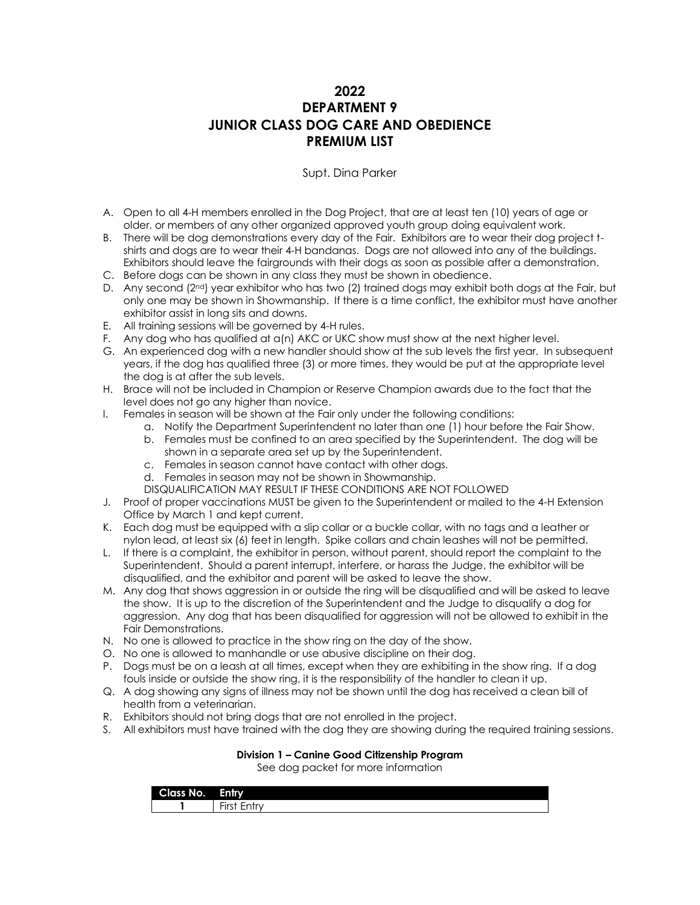# 2022
# DEPARTMENT 9
# JUNIOR CLASS DOG CARE AND OBEDIENCE
# PREMIUM LIST

Supt. Dina Parker

A. Open to all 4-H members enrolled in the Dog Project, that are at least ten (10) years of age or older, or members of any other organized approved youth group doing equivalent work.
B. There will be dog demonstrations every day of the Fair. Exhibitors are to wear their dog project t-shirts and dogs are to wear their 4-H bandanas. Dogs are not allowed into any of the buildings. Exhibitors should leave the fairgrounds with their dogs as soon as possible after a demonstration.
C. Before dogs can be shown in any class they must be shown in obedience.
D. Any second (2nd) year exhibitor who has two (2) trained dogs may exhibit both dogs at the Fair, but only one may be shown in Showmanship. If there is a time conflict, the exhibitor must have another exhibitor assist in long sits and downs.
E. All training sessions will be governed by 4-H rules.
F. Any dog who has qualified at a(n) AKC or UKC show must show at the next higher level.
G. An experienced dog with a new handler should show at the sub levels the first year. In subsequent years, if the dog has qualified three (3) or more times, they would be put at the appropriate level the dog is at after the sub levels.
H. Brace will not be included in Champion or Reserve Champion awards due to the fact that the level does not go any higher than novice.
I. Females in season will be shown at the Fair only under the following conditions:
   a. Notify the Department Superintendent no later than one (1) hour before the Fair Show.
   b. Females must be confined to an area specified by the Superintendent. The dog will be shown in a separate area set up by the Superintendent.
   c. Females in season cannot have contact with other dogs.
   d. Females in season may not be shown in Showmanship.

   DISQUALIFICATION MAY RESULT IF THESE CONDITIONS ARE NOT FOLLOWED
J. Proof of proper vaccinations MUST be given to the Superintendent or mailed to the 4-H Extension Office by March 1 and kept current.
K. Each dog must be equipped with a slip collar or a buckle collar, with no tags and a leather or nylon lead, at least six (6) feet in length. Spike collars and chain leashes will not be permitted.
L. If there is a complaint, the exhibitor in person, without parent, should report the complaint to the Superintendent. Should a parent interrupt, interfere, or harass the Judge, the exhibitor will be disqualified, and the exhibitor and parent will be asked to leave the show.
M. Any dog that shows aggression in or outside the ring will be disqualified and will be asked to leave the show. It is up to the discretion of the Superintendent and the Judge to disqualify a dog for aggression. Any dog that has been disqualified for aggression will not be allowed to exhibit in the Fair Demonstrations.
N. No one is allowed to practice in the show ring on the day of the show.
O. No one is allowed to manhandle or use abusive discipline on their dog.
P. Dogs must be on a leash at all times, except when they are exhibiting in the show ring. If a dog fouls inside or outside the show ring, it is the responsibility of the handler to clean it up.
Q. A dog showing any signs of illness may not be shown until the dog has received a clean bill of health from a veterinarian.
R. Exhibitors should not bring dogs that are not enrolled in the project.
S. All exhibitors must have trained with the dog they are showing during the required training sessions.

**Division 1 – Canine Good Citizenship Program**

See dog packet for more information

| Class No. | Entry |
|---|---|
| **1** | First Entry |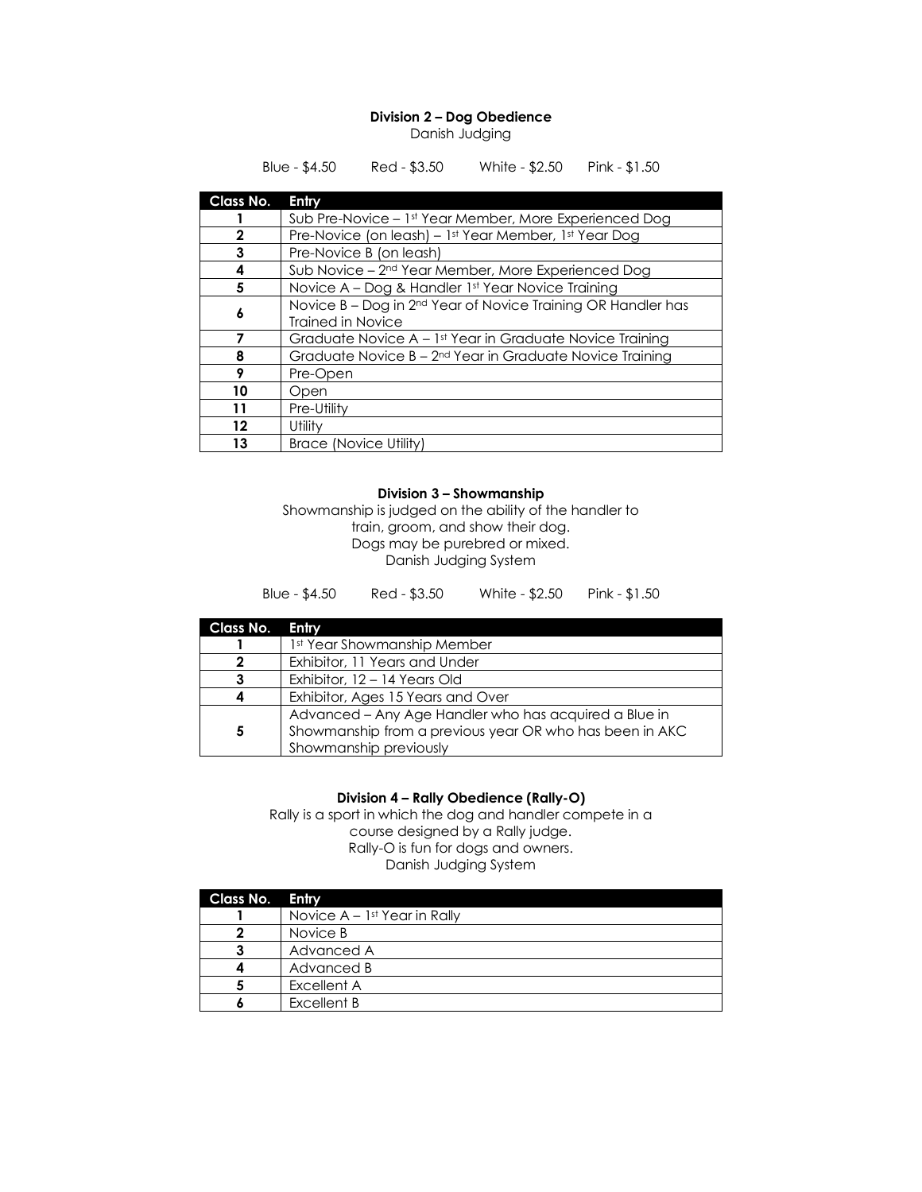**Division 2 – Dog Obedience**

Danish Judging

Blue - $4.50 Red - $3.50 White - $2.50 Pink - $1.50

| Class No. | Entry |
|---|---|
| 1 | Sub Pre-Novice – 1st Year Member, More Experienced Dog |
| 2 | Pre-Novice (on leash) – 1st Year Member, 1st Year Dog |
| 3 | Pre-Novice B (on leash) |
| 4 | Sub Novice – 2nd Year Member, More Experienced Dog |
| 5 | Novice A – Dog & Handler 1st Year Novice Training |
| 6 | Novice B – Dog in 2nd Year of Novice Training OR Handler has Trained in Novice |
| 7 | Graduate Novice A – 1st Year in Graduate Novice Training |
| 8 | Graduate Novice B – 2nd Year in Graduate Novice Training |
| 9 | Pre-Open |
| 10 | Open |
| 11 | Pre-Utility |
| 12 | Utility |
| 13 | Brace (Novice Utility) |

**Division 3 – Showmanship**

Showmanship is judged on the ability of the handler to train, groom, and show their dog.
Dogs may be purebred or mixed.
Danish Judging System

Blue - $4.50 Red - $3.50 White - $2.50 Pink - $1.50

| Class No. | Entry |
|---|---|
| 1 | 1st Year Showmanship Member |
| 2 | Exhibitor, 11 Years and Under |
| 3 | Exhibitor, 12 – 14 Years Old |
| 4 | Exhibitor, Ages 15 Years and Over |
| 5 | Advanced – Any Age Handler who has acquired a Blue in Showmanship from a previous year OR who has been in AKC Showmanship previously |

**Division 4 – Rally Obedience (Rally-O)**

Rally is a sport in which the dog and handler compete in a course designed by a Rally judge.
Rally-O is fun for dogs and owners.
Danish Judging System

| Class No. | Entry |
|---|---|
| 1 | Novice A – 1st Year in Rally |
| 2 | Novice B |
| 3 | Advanced A |
| 4 | Advanced B |
| 5 | Excellent A |
| 6 | Excellent B |